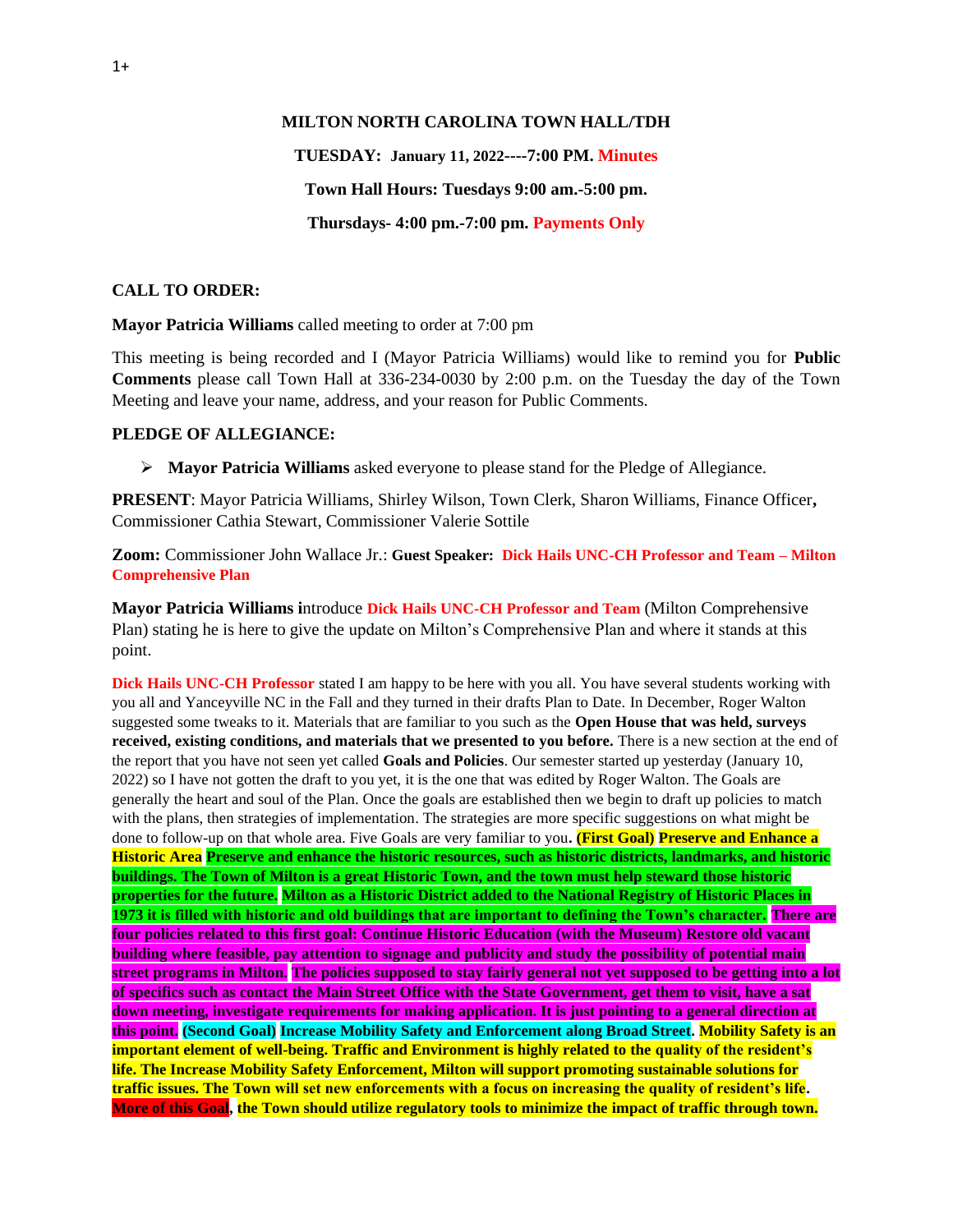1+

**MILTON NORTH CAROLINA TOWN HALL/TDH**

**TUESDAY: January 11, 2022----7:00 PM. Minutes**

**Town Hall Hours: Tuesdays 9:00 am.-5:00 pm.**

**Thursdays- 4:00 pm.-7:00 pm. Payments Only**

**CALL TO ORDER:**

**Mayor Patricia Williams** called meeting to order at 7:00 pm

This meeting is being recorded and I (Mayor Patricia Williams) would like to remind you for **Public Comments** please call Town Hall at 336-234-0030 by 2:00 p.m. on the Tuesday the day of the Town Meeting and leave your name, address, and your reason for Public Comments.

**PLEDGE OF ALLEGIANCE:**

- **Mayor Patricia Williams** asked everyone to please stand for the Pledge of Allegiance.

**PRESENT**: Mayor Patricia Williams, Shirley Wilson, Town Clerk, Sharon Williams, Finance Officer**,** Commissioner Cathia Stewart, Commissioner Valerie Sottile

**Zoom:** Commissioner John Wallace Jr.: **Guest Speaker: Dick Hails UNC-CH Professor and Team – Milton Comprehensive Plan**

**Mayor Patricia Williams i**ntroduce **Dick Hails UNC-CH Professor and Team** (Milton Comprehensive Plan) stating he is here to give the update on Milton's Comprehensive Plan and where it stands at this point.

**Dick Hails UNC-CH Professor** stated I am happy to be here with you all. You have several students working with you all and Yanceyville NC in the Fall and they turned in their drafts Plan to Date. In December, Roger Walton suggested some tweaks to it. Materials that are familiar to you such as the **Open House that was held, surveys received, existing conditions, and materials that we presented to you before.** There is a new section at the end of the report that you have not seen yet called **Goals and Policies**. Our semester started up yesterday (January 10, 2022) so I have not gotten the draft to you yet, it is the one that was edited by Roger Walton. The Goals are generally the heart and soul of the Plan. Once the goals are established then we begin to draft up policies to match with the plans, then strategies of implementation. The strategies are more specific suggestions on what might be done to follow-up on that whole area. Five Goals are very familiar to you**. (First Goal) Preserve and Enhance a Historic Area Preserve and enhance the historic resources, such as historic districts, landmarks, and historic buildings. The Town of Milton is a great Historic Town, and the town must help steward those historic properties for the future. Milton as a Historic District added to the National Registry of Historic Places in 1973 it is filled with historic and old buildings that are important to defining the Town's character. There are four policies related to this first goal: Continue Historic Education (with the Museum) Restore old vacant building where feasible, pay attention to signage and publicity and study the possibility of potential main street programs in Milton. The policies supposed to stay fairly general not yet supposed to be getting into a lot of specifics such as contact the Main Street Office with the State Government, get them to visit, have a sat down meeting, investigate requirements for making application. It is just pointing to a general direction at this point. (Second Goal) Increase Mobility Safety and Enforcement along Broad Street. Mobility Safety is an important element of well-being. Traffic and Environment is highly related to the quality of the resident's life. The Increase Mobility Safety Enforcement, Milton will support promoting sustainable solutions for traffic issues. The Town will set new enforcements with a focus on increasing the quality of resident's life. More of this Goal, the Town should utilize regulatory tools to minimize the impact of traffic through town.**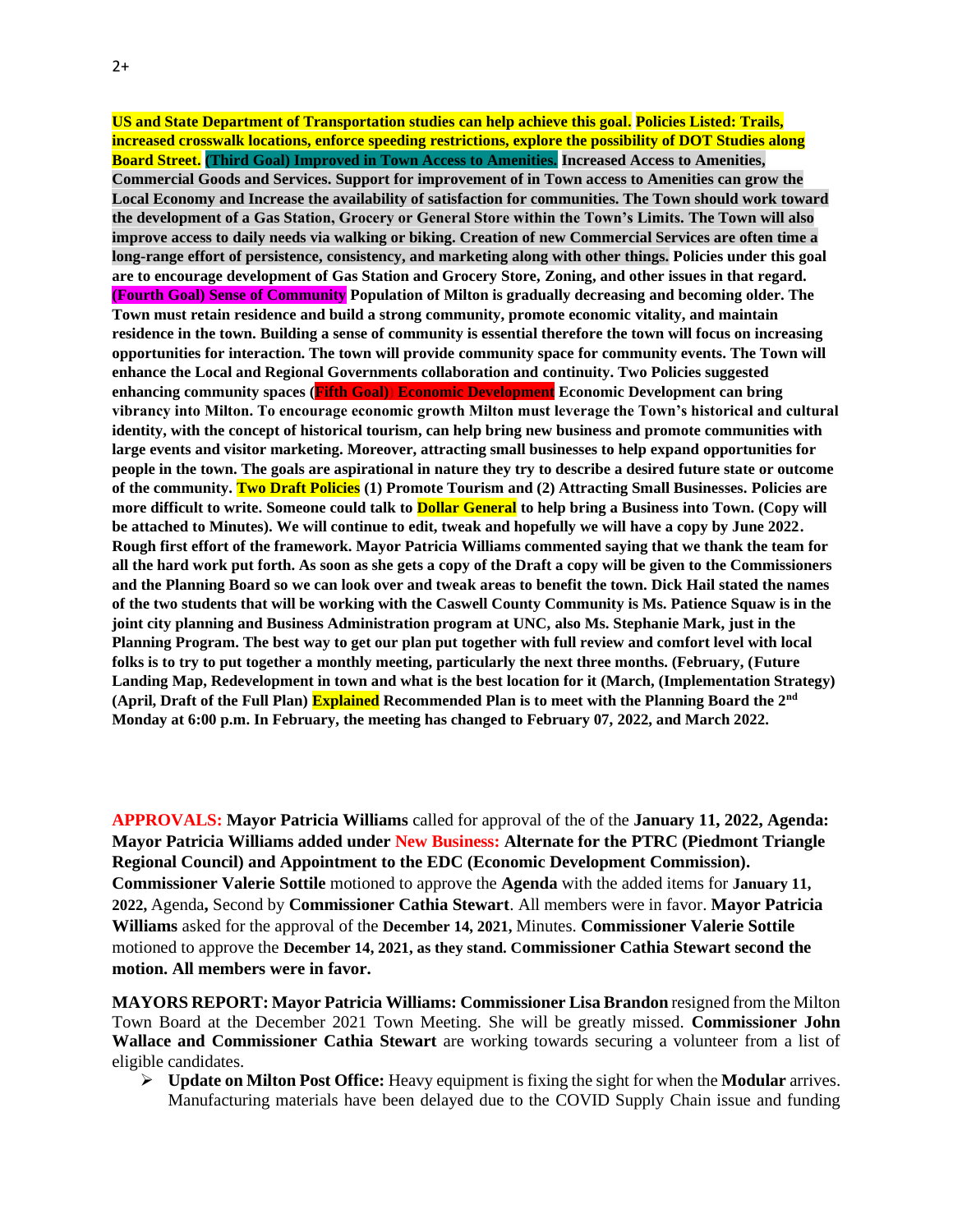**US and State Department of Transportation studies can help achieve this goal. Policies Listed: Trails, increased crosswalk locations, enforce speeding restrictions, explore the possibility of DOT Studies along Board Street. (Third Goal) Improved in Town Access to Amenities. Increased Access to Amenities, Commercial Goods and Services. Support for improvement of in Town access to Amenities can grow the Local Economy and Increase the availability of satisfaction for communities. The Town should work toward the development of a Gas Station, Grocery or General Store within the Town's Limits. The Town will also improve access to daily needs via walking or biking. Creation of new Commercial Services are often time a long-range effort of persistence, consistency, and marketing along with other things. Policies under this goal are to encourage development of Gas Station and Grocery Store, Zoning, and other issues in that regard. (Fourth Goal) Sense of Community Population of Milton is gradually decreasing and becoming older. The Town must retain residence and build a strong community, promote economic vitality, and maintain residence in the town. Building a sense of community is essential therefore the town will focus on increasing opportunities for interaction. The town will provide community space for community events. The Town will enhance the Local and Regional Governments collaboration and continuity. Two Policies suggested enhancing community spaces (Fifth Goal) Economic Development Economic Development can bring vibrancy into Milton. To encourage economic growth Milton must leverage the Town's historical and cultural identity, with the concept of historical tourism, can help bring new business and promote communities with large events and visitor marketing. Moreover, attracting small businesses to help expand opportunities for people in the town. The goals are aspirational in nature they try to describe a desired future state or outcome of the community. Two Draft Policies (1) Promote Tourism and (2) Attracting Small Businesses. Policies are more difficult to write. Someone could talk to Dollar General to help bring a Business into Town. (Copy will be attached to Minutes). We will continue to edit, tweak and hopefully we will have a copy by June 2022. Rough first effort of the framework. Mayor Patricia Williams commented saying that we thank the team for all the hard work put forth. As soon as she gets a copy of the Draft a copy will be given to the Commissioners and the Planning Board so we can look over and tweak areas to benefit the town. Dick Hail stated the names of the two students that will be working with the Caswell County Community is Ms. Patience Squaw is in the joint city planning and Business Administration program at UNC, also Ms. Stephanie Mark, just in the Planning Program. The best way to get our plan put together with full review and comfort level with local folks is to try to put together a monthly meeting, particularly the next three months. (February, (Future Landing Map, Redevelopment in town and what is the best location for it (March, (Implementation Strategy) (April, Draft of the Full Plan) Explained Recommended Plan is to meet with the Planning Board the 2nd Monday at 6:00 p.m. In February, the meeting has changed to February 07, 2022, and March 2022.**

**APPROVALS: Mayor Patricia Williams** called for approval of the of the **January 11, 2022, Agenda: Mayor Patricia Williams added under New Business: Alternate for the PTRC (Piedmont Triangle Regional Council) and Appointment to the EDC (Economic Development Commission). Commissioner Valerie Sottile** motioned to approve the **Agenda** with the added items for **January 11, 2022,** Agenda**,** Second by **Commissioner Cathia Stewart**. All members were in favor. **Mayor Patricia Williams** asked for the approval of the **December 14, 2021,** Minutes. **Commissioner Valerie Sottile** motioned to approve the **December 14, 2021, as they stand. Commissioner Cathia Stewart second the motion. All members were in favor.**

**MAYORS REPORT: Mayor Patricia Williams: Commissioner Lisa Brandon** resigned from the Milton Town Board at the December 2021 Town Meeting. She will be greatly missed. **Commissioner John Wallace and Commissioner Cathia Stewart** are working towards securing a volunteer from a list of eligible candidates.

- **Update on Milton Post Office:** Heavy equipment is fixing the sight for when the **Modular** arrives. Manufacturing materials have been delayed due to the COVID Supply Chain issue and funding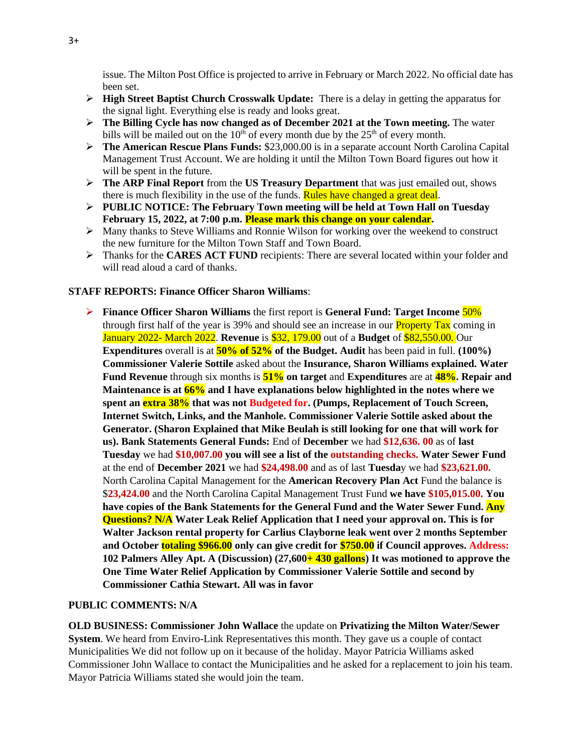issue. The Milton Post Office is projected to arrive in February or March 2022. No official date has been set.

- **High Street Baptist Church Crosswalk Update:** There is a delay in getting the apparatus for the signal light. Everything else is ready and looks great.
- **The Billing Cycle has now changed as of December 2021 at the Town meeting.** The water bills will be mailed out on the 10th of every month due by the 25th of every month.
- **The American Rescue Plans Funds:** $23,000.00 is in a separate account North Carolina Capital Management Trust Account. We are holding it until the Milton Town Board figures out how it will be spent in the future.
- **The ARP Final Report** from the **US Treasury Department** that was just emailed out, shows there is much flexibility in the use of the funds. Rules have changed a great deal.
- **PUBLIC NOTICE: The February Town meeting will be held at Town Hall on Tuesday February 15, 2022, at 7:00 p.m. Please mark this change on your calendar.**
- Many thanks to Steve Williams and Ronnie Wilson for working over the weekend to construct the new furniture for the Milton Town Staff and Town Board.
- Thanks for the **CARES ACT FUND** recipients: There are several located within your folder and will read aloud a card of thanks.

**STAFF REPORTS: Finance Officer Sharon Williams**:

- **Finance Officer Sharon Williams** the first report is **General Fund: Target Income** 50% through first half of the year is 39% and should see an increase in our Property Tax coming in January 2022- March 2022. **Revenue** is $32, 179.00 out of a **Budget** of $82,550.00. Our **Expenditures** overall is at **50% of 52% of the Budget. Audit** has been paid in full. **(100%) Commissioner Valerie Sottile** asked about the **Insurance, Sharon Williams explained. Water Fund Revenue** through six months is **51% on target** and **Expenditures** are at **48%. Repair and Maintenance is at 66% and I have explanations below highlighted in the notes where we spent an extra 38% that was not Budgeted for. (Pumps, Replacement of Touch Screen, Internet Switch, Links, and the Manhole. Commissioner Valerie Sottile asked about the Generator. (Sharon Explained that Mike Beulah is still looking for one that will work for us). Bank Statements General Funds:** End of **December** we had **$12,636. 00** as of **last Tuesday** we had **$10,007.00 you will see a list of the outstanding checks. Water Sewer Fund** at the end of **December 2021** we had **$24,498.00** and as of last **Tuesda**y we had **$23,621.00.** North Carolina Capital Management for the **American Recovery Plan Act** Fund the balance is $**23,424.00** and the North Carolina Capital Management Trust Fund **we have $105,015.00. You have copies of the Bank Statements for the General Fund and the Water Sewer Fund. Any Questions? N/A Water Leak Relief Application that I need your approval on. This is for Walter Jackson rental property for Carlius Clayborne leak went over 2 months September and October totaling $966.00 only can give credit for $750.00 if Council approves. Address: 102 Palmers Alley Apt. A (Discussion) (27,600+ 430 gallons) It was motioned to approve the One Time Water Relief Application by Commissioner Valerie Sottile and second by Commissioner Cathia Stewart. All was in favor**

**PUBLIC COMMENTS: N/A**

**OLD BUSINESS: Commissioner John Wallace** the update on **Privatizing the Milton Water/Sewer System**. We heard from Enviro-Link Representatives this month. They gave us a couple of contact Municipalities We did not follow up on it because of the holiday. Mayor Patricia Williams asked Commissioner John Wallace to contact the Municipalities and he asked for a replacement to join his team. Mayor Patricia Williams stated she would join the team.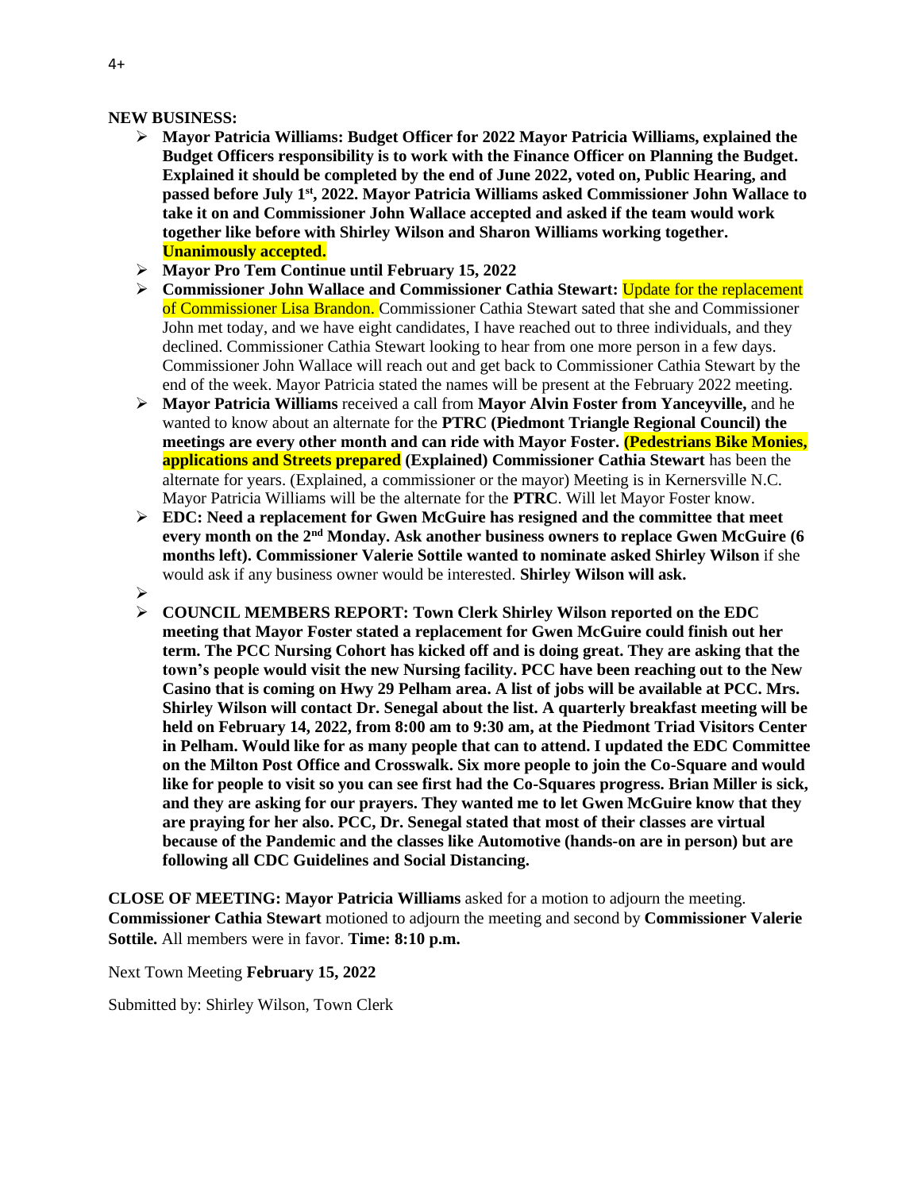**NEW BUSINESS:**

- **Mayor Patricia Williams: Budget Officer for 2022 Mayor Patricia Williams, explained the Budget Officers responsibility is to work with the Finance Officer on Planning the Budget. Explained it should be completed by the end of June 2022, voted on, Public Hearing, and passed before July 1st, 2022. Mayor Patricia Williams asked Commissioner John Wallace to take it on and Commissioner John Wallace accepted and asked if the team would work together like before with Shirley Wilson and Sharon Williams working together. Unanimously accepted.**
- **Mayor Pro Tem Continue until February 15, 2022**
- **Commissioner John Wallace and Commissioner Cathia Stewart:** Update for the replacement of Commissioner Lisa Brandon. Commissioner Cathia Stewart sated that she and Commissioner John met today, and we have eight candidates, I have reached out to three individuals, and they declined. Commissioner Cathia Stewart looking to hear from one more person in a few days. Commissioner John Wallace will reach out and get back to Commissioner Cathia Stewart by the end of the week. Mayor Patricia stated the names will be present at the February 2022 meeting.
- **Mayor Patricia Williams** received a call from **Mayor Alvin Foster from Yanceyville,** and he wanted to know about an alternate for the **PTRC (Piedmont Triangle Regional Council) the meetings are every other month and can ride with Mayor Foster. (Pedestrians Bike Monies, applications and Streets prepared (Explained) Commissioner Cathia Stewart** has been the alternate for years. (Explained, a commissioner or the mayor) Meeting is in Kernersville N.C. Mayor Patricia Williams will be the alternate for the **PTRC**. Will let Mayor Foster know.
- **EDC: Need a replacement for Gwen McGuire has resigned and the committee that meet every month on the 2nd Monday. Ask another business owners to replace Gwen McGuire (6 months left). Commissioner Valerie Sottile wanted to nominate asked Shirley Wilson** if she would ask if any business owner would be interested. **Shirley Wilson will ask.**
- 
- **COUNCIL MEMBERS REPORT: Town Clerk Shirley Wilson reported on the EDC meeting that Mayor Foster stated a replacement for Gwen McGuire could finish out her term. The PCC Nursing Cohort has kicked off and is doing great. They are asking that the town's people would visit the new Nursing facility. PCC have been reaching out to the New Casino that is coming on Hwy 29 Pelham area. A list of jobs will be available at PCC. Mrs. Shirley Wilson will contact Dr. Senegal about the list. A quarterly breakfast meeting will be held on February 14, 2022, from 8:00 am to 9:30 am, at the Piedmont Triad Visitors Center in Pelham. Would like for as many people that can to attend. I updated the EDC Committee on the Milton Post Office and Crosswalk. Six more people to join the Co-Square and would like for people to visit so you can see first had the Co-Squares progress. Brian Miller is sick, and they are asking for our prayers. They wanted me to let Gwen McGuire know that they are praying for her also. PCC, Dr. Senegal stated that most of their classes are virtual because of the Pandemic and the classes like Automotive (hands-on are in person) but are following all CDC Guidelines and Social Distancing.**

**CLOSE OF MEETING: Mayor Patricia Williams** asked for a motion to adjourn the meeting. **Commissioner Cathia Stewart** motioned to adjourn the meeting and second by **Commissioner Valerie Sottile.** All members were in favor. **Time: 8:10 p.m.**

Next Town Meeting **February 15, 2022**

Submitted by: Shirley Wilson, Town Clerk